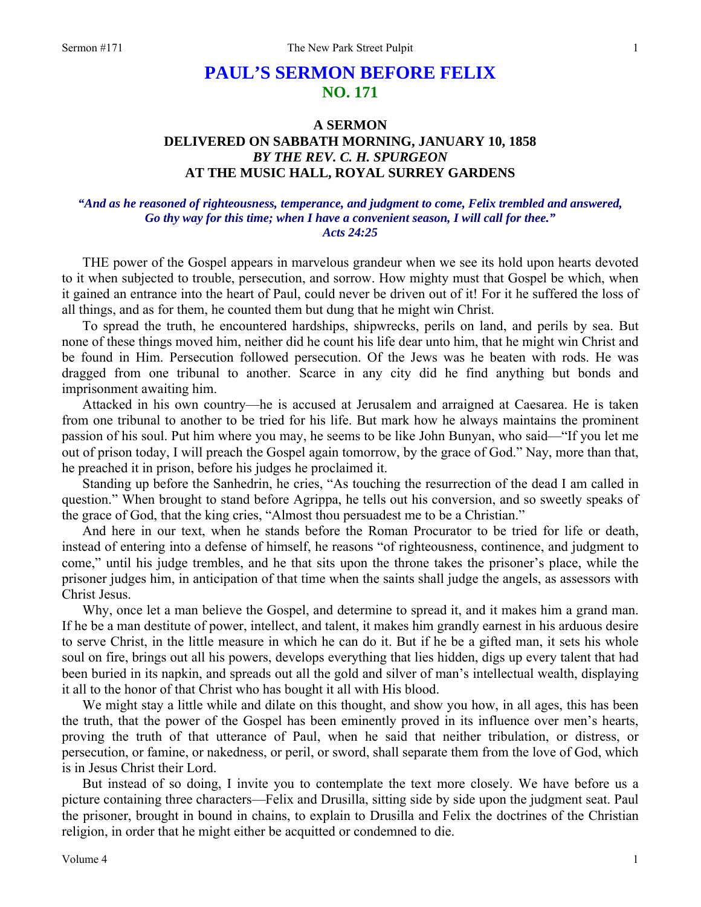# PAUL'S SERMON BEFORE FELIX
## NO. 171

### A SERMON
### DELIVERED ON SABBATH MORNING, JANUARY 10, 1858
### *BY THE REV. C. H. SPURGEON*
### AT THE MUSIC HALL, ROYAL SURREY GARDENS

***"And as he reasoned of righteousness, temperance, and judgment to come, Felix trembled and answered, Go thy way for this time; when I have a convenient season, I will call for thee." Acts 24:25***

THE power of the Gospel appears in marvelous grandeur when we see its hold upon hearts devoted to it when subjected to trouble, persecution, and sorrow. How mighty must that Gospel be which, when it gained an entrance into the heart of Paul, could never be driven out of it! For it he suffered the loss of all things, and as for them, he counted them but dung that he might win Christ.

To spread the truth, he encountered hardships, shipwrecks, perils on land, and perils by sea. But none of these things moved him, neither did he count his life dear unto him, that he might win Christ and be found in Him. Persecution followed persecution. Of the Jews was he beaten with rods. He was dragged from one tribunal to another. Scarce in any city did he find anything but bonds and imprisonment awaiting him.

Attacked in his own country—he is accused at Jerusalem and arraigned at Caesarea. He is taken from one tribunal to another to be tried for his life. But mark how he always maintains the prominent passion of his soul. Put him where you may, he seems to be like John Bunyan, who said—"If you let me out of prison today, I will preach the Gospel again tomorrow, by the grace of God." Nay, more than that, he preached it in prison, before his judges he proclaimed it.

Standing up before the Sanhedrin, he cries, "As touching the resurrection of the dead I am called in question." When brought to stand before Agrippa, he tells out his conversion, and so sweetly speaks of the grace of God, that the king cries, "Almost thou persuadest me to be a Christian."

And here in our text, when he stands before the Roman Procurator to be tried for life or death, instead of entering into a defense of himself, he reasons "of righteousness, continence, and judgment to come," until his judge trembles, and he that sits upon the throne takes the prisoner's place, while the prisoner judges him, in anticipation of that time when the saints shall judge the angels, as assessors with Christ Jesus.

Why, once let a man believe the Gospel, and determine to spread it, and it makes him a grand man. If he be a man destitute of power, intellect, and talent, it makes him grandly earnest in his arduous desire to serve Christ, in the little measure in which he can do it. But if he be a gifted man, it sets his whole soul on fire, brings out all his powers, develops everything that lies hidden, digs up every talent that had been buried in its napkin, and spreads out all the gold and silver of man's intellectual wealth, displaying it all to the honor of that Christ who has bought it all with His blood.

We might stay a little while and dilate on this thought, and show you how, in all ages, this has been the truth, that the power of the Gospel has been eminently proved in its influence over men's hearts, proving the truth of that utterance of Paul, when he said that neither tribulation, or distress, or persecution, or famine, or nakedness, or peril, or sword, shall separate them from the love of God, which is in Jesus Christ their Lord.

But instead of so doing, I invite you to contemplate the text more closely. We have before us a picture containing three characters—Felix and Drusilla, sitting side by side upon the judgment seat. Paul the prisoner, brought in bound in chains, to explain to Drusilla and Felix the doctrines of the Christian religion, in order that he might either be acquitted or condemned to die.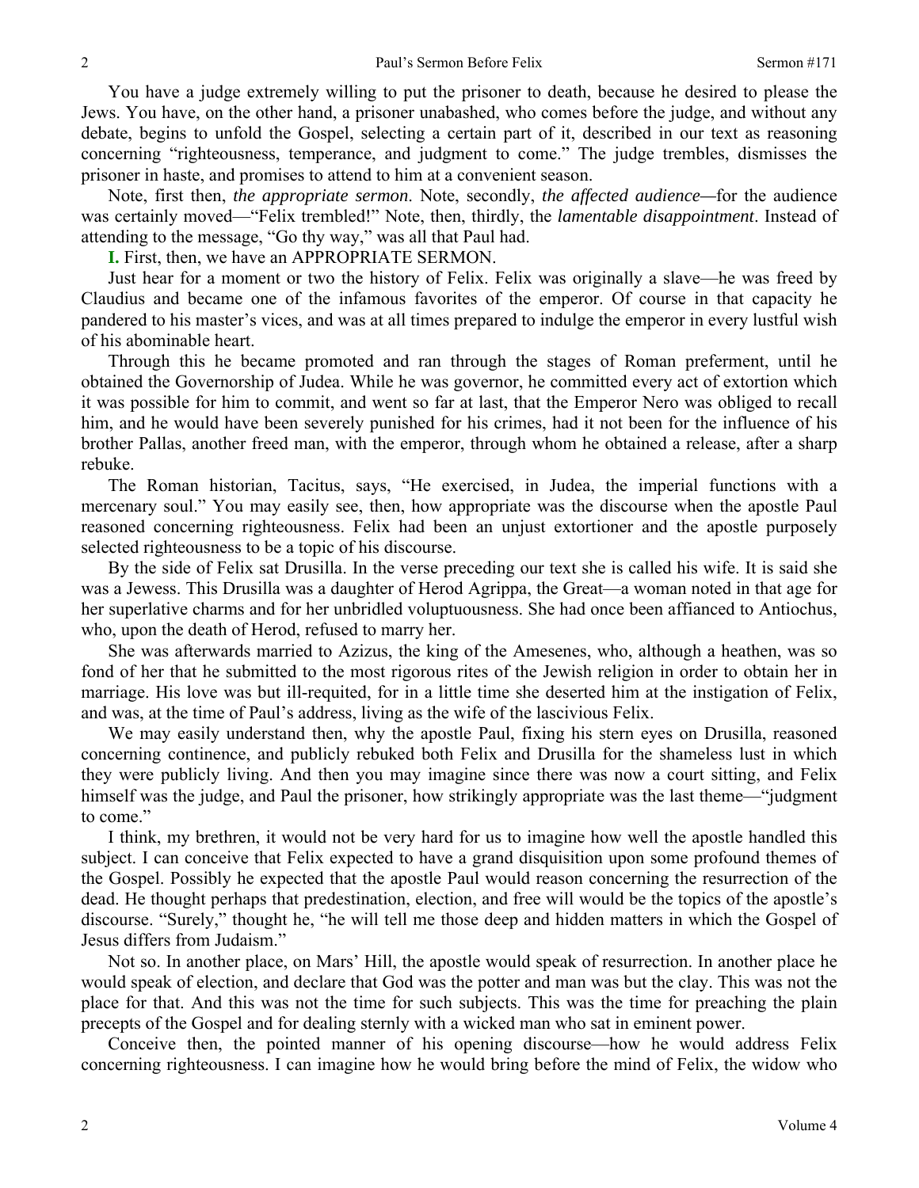You have a judge extremely willing to put the prisoner to death, because he desired to please the Jews. You have, on the other hand, a prisoner unabashed, who comes before the judge, and without any debate, begins to unfold the Gospel, selecting a certain part of it, described in our text as reasoning concerning "righteousness, temperance, and judgment to come." The judge trembles, dismisses the prisoner in haste, and promises to attend to him at a convenient season.

Note, first then, *the appropriate sermon*. Note, secondly, *the affected audience—*for the audience was certainly moved—"Felix trembled!" Note, then, thirdly, the *lamentable disappointment*. Instead of attending to the message, "Go thy way," was all that Paul had.

**I.** First, then, we have an APPROPRIATE SERMON.

Just hear for a moment or two the history of Felix. Felix was originally a slave—he was freed by Claudius and became one of the infamous favorites of the emperor. Of course in that capacity he pandered to his master's vices, and was at all times prepared to indulge the emperor in every lustful wish of his abominable heart.

Through this he became promoted and ran through the stages of Roman preferment, until he obtained the Governorship of Judea. While he was governor, he committed every act of extortion which it was possible for him to commit, and went so far at last, that the Emperor Nero was obliged to recall him, and he would have been severely punished for his crimes, had it not been for the influence of his brother Pallas, another freed man, with the emperor, through whom he obtained a release, after a sharp rebuke.

The Roman historian, Tacitus, says, "He exercised, in Judea, the imperial functions with a mercenary soul." You may easily see, then, how appropriate was the discourse when the apostle Paul reasoned concerning righteousness. Felix had been an unjust extortioner and the apostle purposely selected righteousness to be a topic of his discourse.

By the side of Felix sat Drusilla. In the verse preceding our text she is called his wife. It is said she was a Jewess. This Drusilla was a daughter of Herod Agrippa, the Great—a woman noted in that age for her superlative charms and for her unbridled voluptuousness. She had once been affianced to Antiochus, who, upon the death of Herod, refused to marry her.

She was afterwards married to Azizus, the king of the Amesenes, who, although a heathen, was so fond of her that he submitted to the most rigorous rites of the Jewish religion in order to obtain her in marriage. His love was but ill-requited, for in a little time she deserted him at the instigation of Felix, and was, at the time of Paul's address, living as the wife of the lascivious Felix.

We may easily understand then, why the apostle Paul, fixing his stern eyes on Drusilla, reasoned concerning continence, and publicly rebuked both Felix and Drusilla for the shameless lust in which they were publicly living. And then you may imagine since there was now a court sitting, and Felix himself was the judge, and Paul the prisoner, how strikingly appropriate was the last theme—"judgment to come."

I think, my brethren, it would not be very hard for us to imagine how well the apostle handled this subject. I can conceive that Felix expected to have a grand disquisition upon some profound themes of the Gospel. Possibly he expected that the apostle Paul would reason concerning the resurrection of the dead. He thought perhaps that predestination, election, and free will would be the topics of the apostle's discourse. "Surely," thought he, "he will tell me those deep and hidden matters in which the Gospel of Jesus differs from Judaism."

Not so. In another place, on Mars' Hill, the apostle would speak of resurrection. In another place he would speak of election, and declare that God was the potter and man was but the clay. This was not the place for that. And this was not the time for such subjects. This was the time for preaching the plain precepts of the Gospel and for dealing sternly with a wicked man who sat in eminent power.

Conceive then, the pointed manner of his opening discourse—how he would address Felix concerning righteousness. I can imagine how he would bring before the mind of Felix, the widow who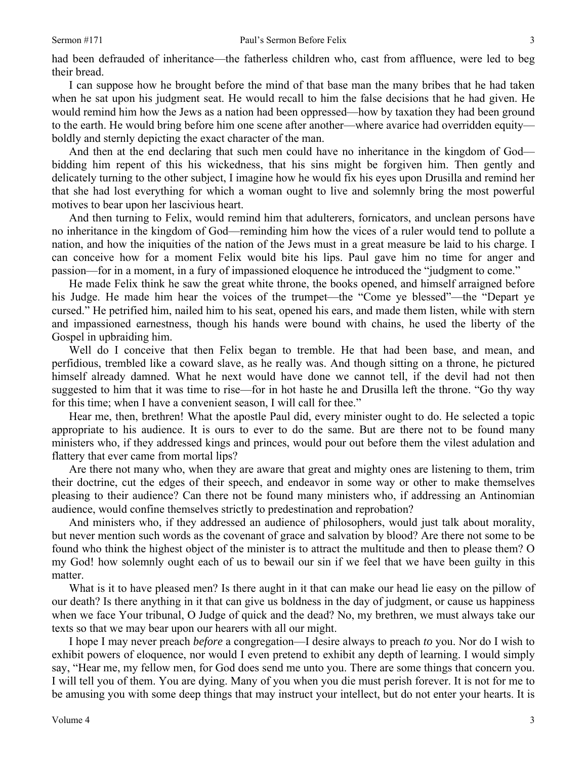had been defrauded of inheritance—the fatherless children who, cast from affluence, were led to beg their bread.

I can suppose how he brought before the mind of that base man the many bribes that he had taken when he sat upon his judgment seat. He would recall to him the false decisions that he had given. He would remind him how the Jews as a nation had been oppressed—how by taxation they had been ground to the earth. He would bring before him one scene after another—where avarice had overridden equity—boldly and sternly depicting the exact character of the man.

And then at the end declaring that such men could have no inheritance in the kingdom of God—bidding him repent of this his wickedness, that his sins might be forgiven him. Then gently and delicately turning to the other subject, I imagine how he would fix his eyes upon Drusilla and remind her that she had lost everything for which a woman ought to live and solemnly bring the most powerful motives to bear upon her lascivious heart.

And then turning to Felix, would remind him that adulterers, fornicators, and unclean persons have no inheritance in the kingdom of God—reminding him how the vices of a ruler would tend to pollute a nation, and how the iniquities of the nation of the Jews must in a great measure be laid to his charge. I can conceive how for a moment Felix would bite his lips. Paul gave him no time for anger and passion—for in a moment, in a fury of impassioned eloquence he introduced the "judgment to come."

He made Felix think he saw the great white throne, the books opened, and himself arraigned before his Judge. He made him hear the voices of the trumpet—the "Come ye blessed"—the "Depart ye cursed." He petrified him, nailed him to his seat, opened his ears, and made them listen, while with stern and impassioned earnestness, though his hands were bound with chains, he used the liberty of the Gospel in upbraiding him.

Well do I conceive that then Felix began to tremble. He that had been base, and mean, and perfidious, trembled like a coward slave, as he really was. And though sitting on a throne, he pictured himself already damned. What he next would have done we cannot tell, if the devil had not then suggested to him that it was time to rise—for in hot haste he and Drusilla left the throne. "Go thy way for this time; when I have a convenient season, I will call for thee."

Hear me, then, brethren! What the apostle Paul did, every minister ought to do. He selected a topic appropriate to his audience. It is ours to ever to do the same. But are there not to be found many ministers who, if they addressed kings and princes, would pour out before them the vilest adulation and flattery that ever came from mortal lips?

Are there not many who, when they are aware that great and mighty ones are listening to them, trim their doctrine, cut the edges of their speech, and endeavor in some way or other to make themselves pleasing to their audience? Can there not be found many ministers who, if addressing an Antinomian audience, would confine themselves strictly to predestination and reprobation?

And ministers who, if they addressed an audience of philosophers, would just talk about morality, but never mention such words as the covenant of grace and salvation by blood? Are there not some to be found who think the highest object of the minister is to attract the multitude and then to please them? O my God! how solemnly ought each of us to bewail our sin if we feel that we have been guilty in this matter.

What is it to have pleased men? Is there aught in it that can make our head lie easy on the pillow of our death? Is there anything in it that can give us boldness in the day of judgment, or cause us happiness when we face Your tribunal, O Judge of quick and the dead? No, my brethren, we must always take our texts so that we may bear upon our hearers with all our might.

I hope I may never preach *before* a congregation—I desire always to preach *to* you. Nor do I wish to exhibit powers of eloquence, nor would I even pretend to exhibit any depth of learning. I would simply say, "Hear me, my fellow men, for God does send me unto you. There are some things that concern you. I will tell you of them. You are dying. Many of you when you die must perish forever. It is not for me to be amusing you with some deep things that may instruct your intellect, but do not enter your hearts. It is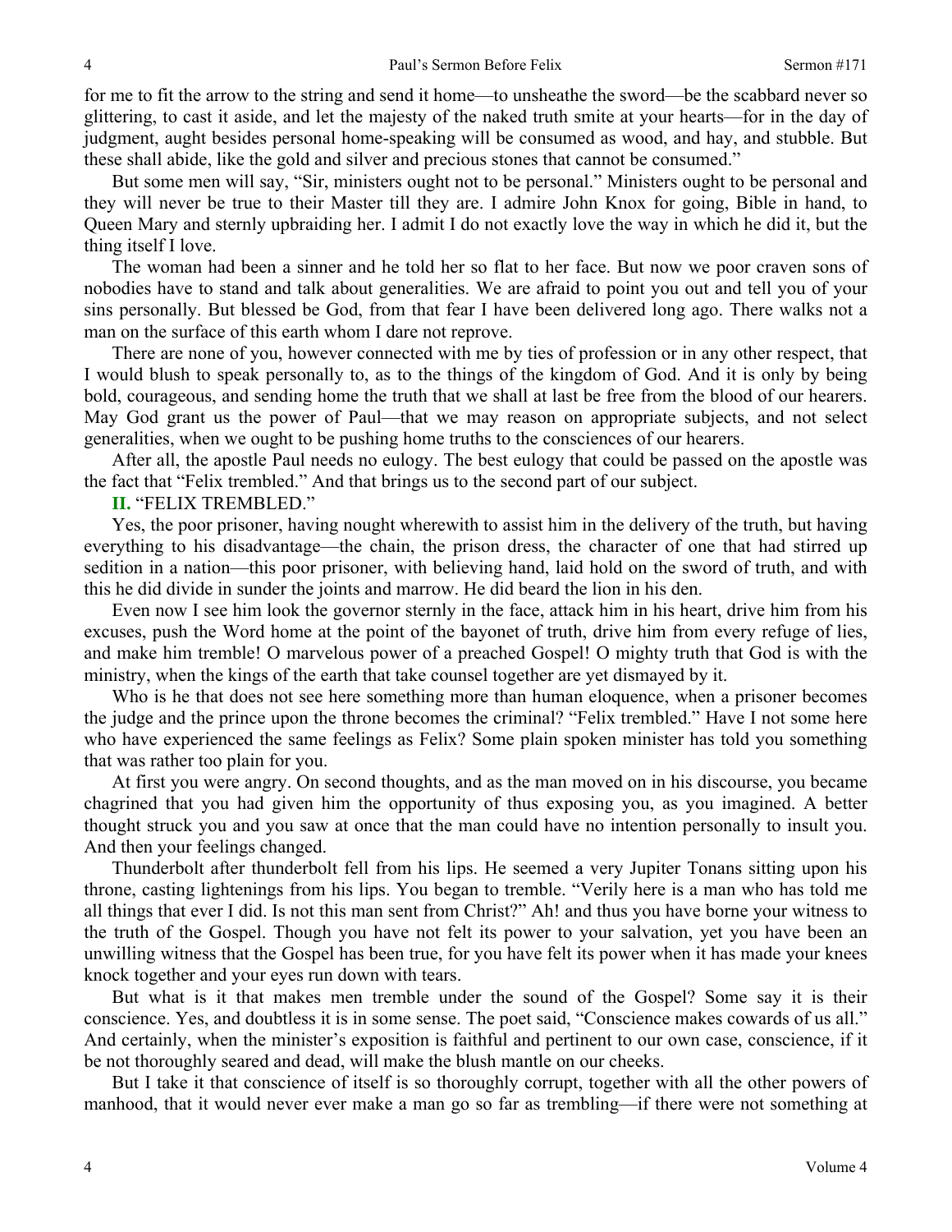for me to fit the arrow to the string and send it home—to unsheathe the sword—be the scabbard never so glittering, to cast it aside, and let the majesty of the naked truth smite at your hearts—for in the day of judgment, aught besides personal home-speaking will be consumed as wood, and hay, and stubble. But these shall abide, like the gold and silver and precious stones that cannot be consumed."

But some men will say, "Sir, ministers ought not to be personal." Ministers ought to be personal and they will never be true to their Master till they are. I admire John Knox for going, Bible in hand, to Queen Mary and sternly upbraiding her. I admit I do not exactly love the way in which he did it, but the thing itself I love.

The woman had been a sinner and he told her so flat to her face. But now we poor craven sons of nobodies have to stand and talk about generalities. We are afraid to point you out and tell you of your sins personally. But blessed be God, from that fear I have been delivered long ago. There walks not a man on the surface of this earth whom I dare not reprove.

There are none of you, however connected with me by ties of profession or in any other respect, that I would blush to speak personally to, as to the things of the kingdom of God. And it is only by being bold, courageous, and sending home the truth that we shall at last be free from the blood of our hearers. May God grant us the power of Paul—that we may reason on appropriate subjects, and not select generalities, when we ought to be pushing home truths to the consciences of our hearers.

After all, the apostle Paul needs no eulogy. The best eulogy that could be passed on the apostle was the fact that "Felix trembled." And that brings us to the second part of our subject.

**II.** "FELIX TREMBLED."

Yes, the poor prisoner, having nought wherewith to assist him in the delivery of the truth, but having everything to his disadvantage—the chain, the prison dress, the character of one that had stirred up sedition in a nation—this poor prisoner, with believing hand, laid hold on the sword of truth, and with this he did divide in sunder the joints and marrow. He did beard the lion in his den.

Even now I see him look the governor sternly in the face, attack him in his heart, drive him from his excuses, push the Word home at the point of the bayonet of truth, drive him from every refuge of lies, and make him tremble! O marvelous power of a preached Gospel! O mighty truth that God is with the ministry, when the kings of the earth that take counsel together are yet dismayed by it.

Who is he that does not see here something more than human eloquence, when a prisoner becomes the judge and the prince upon the throne becomes the criminal? "Felix trembled." Have I not some here who have experienced the same feelings as Felix? Some plain spoken minister has told you something that was rather too plain for you.

At first you were angry. On second thoughts, and as the man moved on in his discourse, you became chagrined that you had given him the opportunity of thus exposing you, as you imagined. A better thought struck you and you saw at once that the man could have no intention personally to insult you. And then your feelings changed.

Thunderbolt after thunderbolt fell from his lips. He seemed a very Jupiter Tonans sitting upon his throne, casting lightenings from his lips. You began to tremble. "Verily here is a man who has told me all things that ever I did. Is not this man sent from Christ?" Ah! and thus you have borne your witness to the truth of the Gospel. Though you have not felt its power to your salvation, yet you have been an unwilling witness that the Gospel has been true, for you have felt its power when it has made your knees knock together and your eyes run down with tears.

But what is it that makes men tremble under the sound of the Gospel? Some say it is their conscience. Yes, and doubtless it is in some sense. The poet said, "Conscience makes cowards of us all." And certainly, when the minister's exposition is faithful and pertinent to our own case, conscience, if it be not thoroughly seared and dead, will make the blush mantle on our cheeks.

But I take it that conscience of itself is so thoroughly corrupt, together with all the other powers of manhood, that it would never ever make a man go so far as trembling—if there were not something at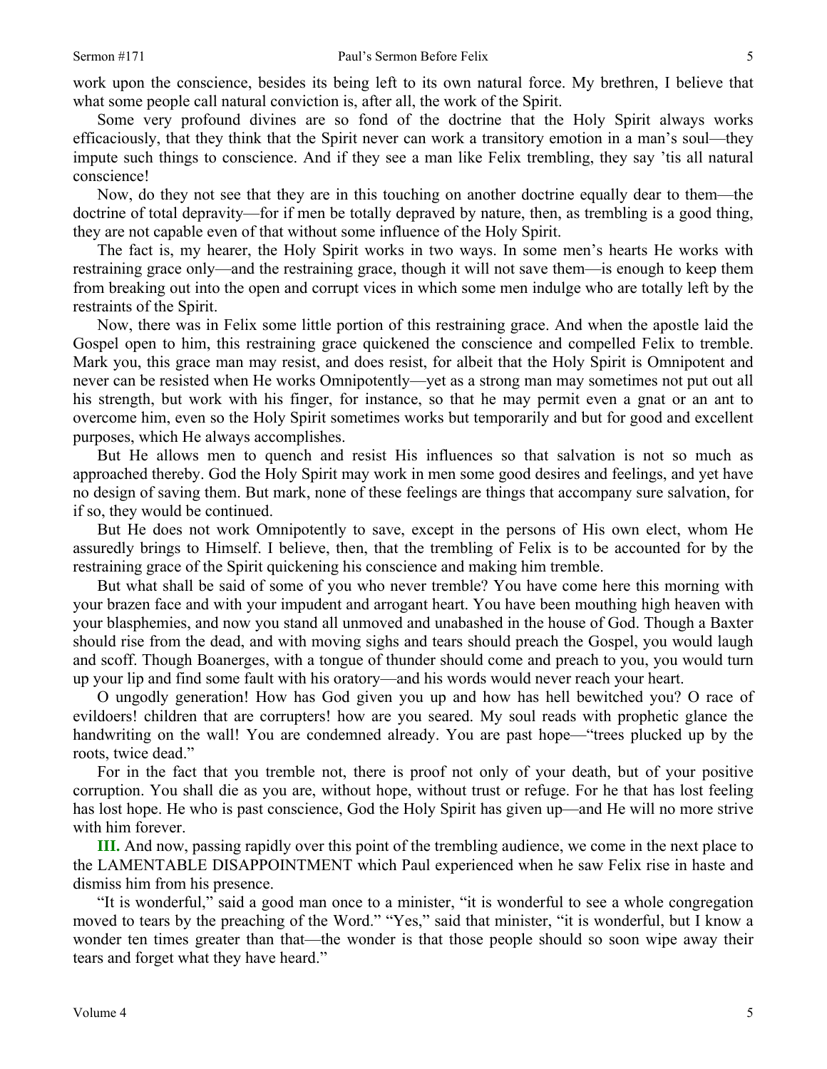work upon the conscience, besides its being left to its own natural force. My brethren, I believe that what some people call natural conviction is, after all, the work of the Spirit.

Some very profound divines are so fond of the doctrine that the Holy Spirit always works efficaciously, that they think that the Spirit never can work a transitory emotion in a man's soul—they impute such things to conscience. And if they see a man like Felix trembling, they say 'tis all natural conscience!

Now, do they not see that they are in this touching on another doctrine equally dear to them—the doctrine of total depravity—for if men be totally depraved by nature, then, as trembling is a good thing, they are not capable even of that without some influence of the Holy Spirit.

The fact is, my hearer, the Holy Spirit works in two ways. In some men's hearts He works with restraining grace only—and the restraining grace, though it will not save them—is enough to keep them from breaking out into the open and corrupt vices in which some men indulge who are totally left by the restraints of the Spirit.

Now, there was in Felix some little portion of this restraining grace. And when the apostle laid the Gospel open to him, this restraining grace quickened the conscience and compelled Felix to tremble. Mark you, this grace man may resist, and does resist, for albeit that the Holy Spirit is Omnipotent and never can be resisted when He works Omnipotently—yet as a strong man may sometimes not put out all his strength, but work with his finger, for instance, so that he may permit even a gnat or an ant to overcome him, even so the Holy Spirit sometimes works but temporarily and but for good and excellent purposes, which He always accomplishes.

But He allows men to quench and resist His influences so that salvation is not so much as approached thereby. God the Holy Spirit may work in men some good desires and feelings, and yet have no design of saving them. But mark, none of these feelings are things that accompany sure salvation, for if so, they would be continued.

But He does not work Omnipotently to save, except in the persons of His own elect, whom He assuredly brings to Himself. I believe, then, that the trembling of Felix is to be accounted for by the restraining grace of the Spirit quickening his conscience and making him tremble.

But what shall be said of some of you who never tremble? You have come here this morning with your brazen face and with your impudent and arrogant heart. You have been mouthing high heaven with your blasphemies, and now you stand all unmoved and unabashed in the house of God. Though a Baxter should rise from the dead, and with moving sighs and tears should preach the Gospel, you would laugh and scoff. Though Boanerges, with a tongue of thunder should come and preach to you, you would turn up your lip and find some fault with his oratory—and his words would never reach your heart.

O ungodly generation! How has God given you up and how has hell bewitched you? O race of evildoers! children that are corrupters! how are you seared. My soul reads with prophetic glance the handwriting on the wall! You are condemned already. You are past hope—"trees plucked up by the roots, twice dead."

For in the fact that you tremble not, there is proof not only of your death, but of your positive corruption. You shall die as you are, without hope, without trust or refuge. For he that has lost feeling has lost hope. He who is past conscience, God the Holy Spirit has given up—and He will no more strive with him forever.

**III.** And now, passing rapidly over this point of the trembling audience, we come in the next place to the LAMENTABLE DISAPPOINTMENT which Paul experienced when he saw Felix rise in haste and dismiss him from his presence.

"It is wonderful," said a good man once to a minister, "it is wonderful to see a whole congregation moved to tears by the preaching of the Word." "Yes," said that minister, "it is wonderful, but I know a wonder ten times greater than that—the wonder is that those people should so soon wipe away their tears and forget what they have heard."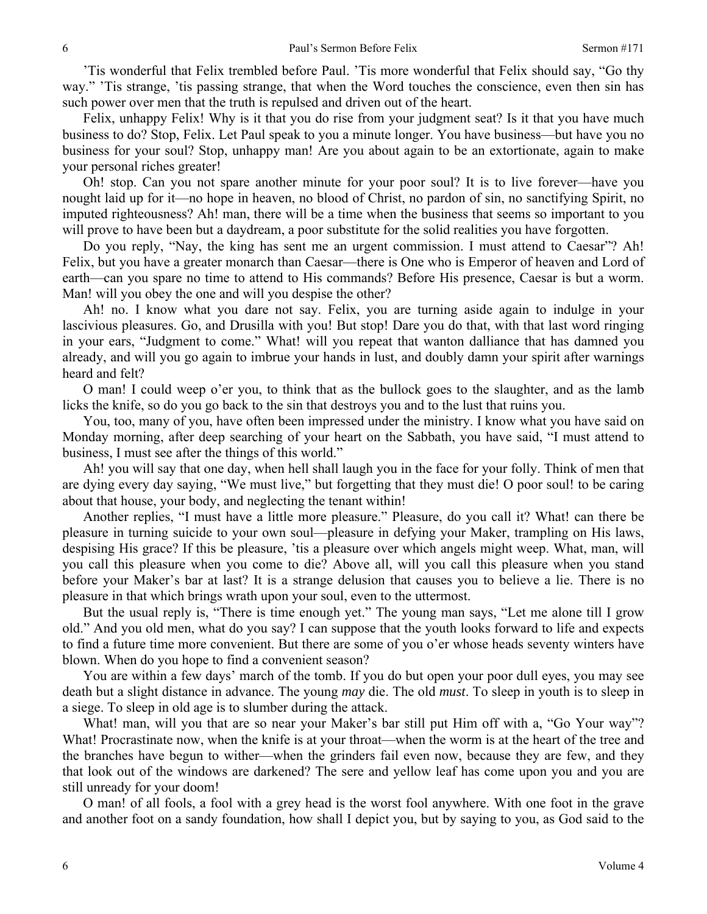'Tis wonderful that Felix trembled before Paul. 'Tis more wonderful that Felix should say, "Go thy way." 'Tis strange, 'tis passing strange, that when the Word touches the conscience, even then sin has such power over men that the truth is repulsed and driven out of the heart.

Felix, unhappy Felix! Why is it that you do rise from your judgment seat? Is it that you have much business to do? Stop, Felix. Let Paul speak to you a minute longer. You have business—but have you no business for your soul? Stop, unhappy man! Are you about again to be an extortionate, again to make your personal riches greater!

Oh! stop. Can you not spare another minute for your poor soul? It is to live forever—have you nought laid up for it—no hope in heaven, no blood of Christ, no pardon of sin, no sanctifying Spirit, no imputed righteousness? Ah! man, there will be a time when the business that seems so important to you will prove to have been but a daydream, a poor substitute for the solid realities you have forgotten.

Do you reply, "Nay, the king has sent me an urgent commission. I must attend to Caesar"? Ah! Felix, but you have a greater monarch than Caesar—there is One who is Emperor of heaven and Lord of earth—can you spare no time to attend to His commands? Before His presence, Caesar is but a worm. Man! will you obey the one and will you despise the other?

Ah! no. I know what you dare not say. Felix, you are turning aside again to indulge in your lascivious pleasures. Go, and Drusilla with you! But stop! Dare you do that, with that last word ringing in your ears, "Judgment to come." What! will you repeat that wanton dalliance that has damned you already, and will you go again to imbrue your hands in lust, and doubly damn your spirit after warnings heard and felt?

O man! I could weep o'er you, to think that as the bullock goes to the slaughter, and as the lamb licks the knife, so do you go back to the sin that destroys you and to the lust that ruins you.

You, too, many of you, have often been impressed under the ministry. I know what you have said on Monday morning, after deep searching of your heart on the Sabbath, you have said, "I must attend to business, I must see after the things of this world."

Ah! you will say that one day, when hell shall laugh you in the face for your folly. Think of men that are dying every day saying, "We must live," but forgetting that they must die! O poor soul! to be caring about that house, your body, and neglecting the tenant within!

Another replies, "I must have a little more pleasure." Pleasure, do you call it? What! can there be pleasure in turning suicide to your own soul—pleasure in defying your Maker, trampling on His laws, despising His grace? If this be pleasure, 'tis a pleasure over which angels might weep. What, man, will you call this pleasure when you come to die? Above all, will you call this pleasure when you stand before your Maker's bar at last? It is a strange delusion that causes you to believe a lie. There is no pleasure in that which brings wrath upon your soul, even to the uttermost.

But the usual reply is, "There is time enough yet." The young man says, "Let me alone till I grow old." And you old men, what do you say? I can suppose that the youth looks forward to life and expects to find a future time more convenient. But there are some of you o'er whose heads seventy winters have blown. When do you hope to find a convenient season?

You are within a few days' march of the tomb. If you do but open your poor dull eyes, you may see death but a slight distance in advance. The young *may* die. The old *must*. To sleep in youth is to sleep in a siege. To sleep in old age is to slumber during the attack.

What! man, will you that are so near your Maker's bar still put Him off with a, "Go Your way"? What! Procrastinate now, when the knife is at your throat—when the worm is at the heart of the tree and the branches have begun to wither—when the grinders fail even now, because they are few, and they that look out of the windows are darkened? The sere and yellow leaf has come upon you and you are still unready for your doom!

O man! of all fools, a fool with a grey head is the worst fool anywhere. With one foot in the grave and another foot on a sandy foundation, how shall I depict you, but by saying to you, as God said to the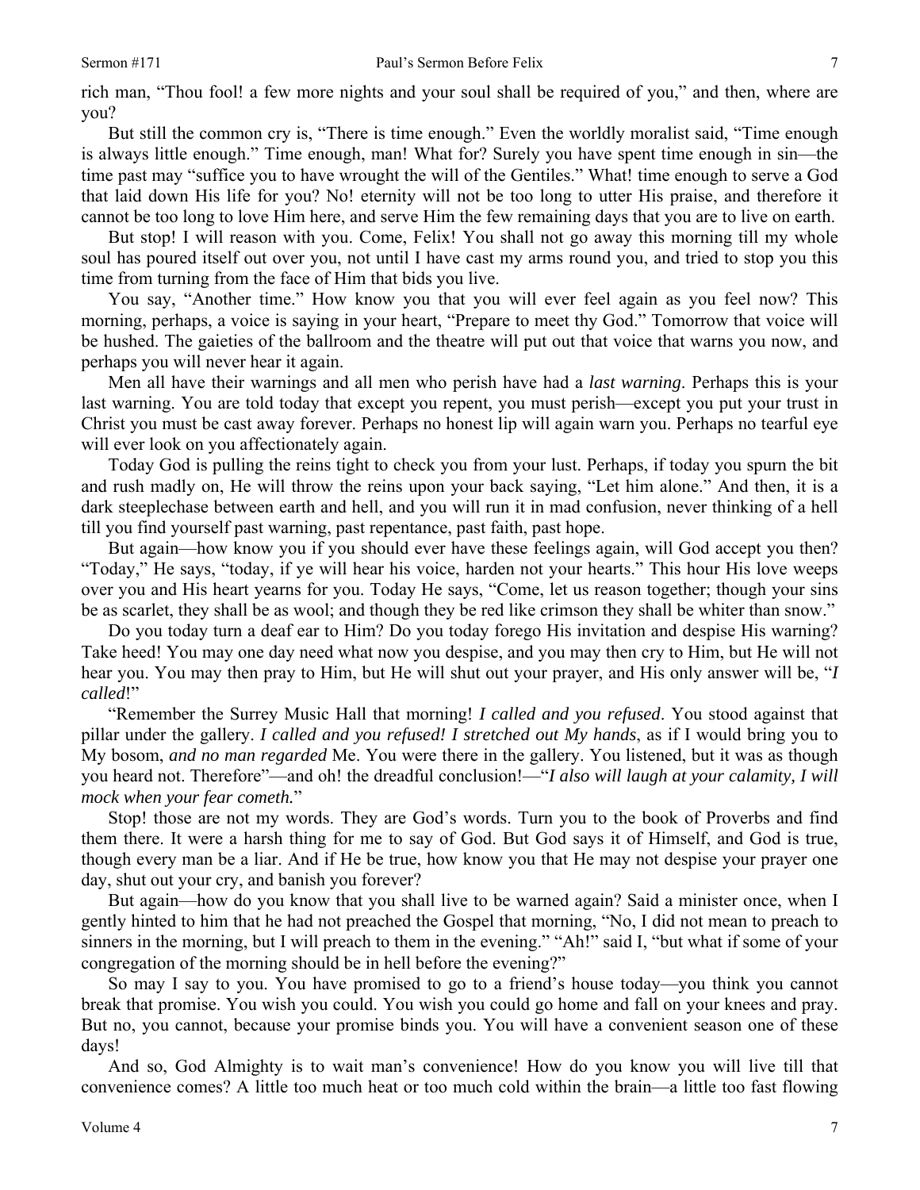rich man, "Thou fool! a few more nights and your soul shall be required of you," and then, where are you?

But still the common cry is, "There is time enough." Even the worldly moralist said, "Time enough is always little enough." Time enough, man! What for? Surely you have spent time enough in sin—the time past may "suffice you to have wrought the will of the Gentiles." What! time enough to serve a God that laid down His life for you? No! eternity will not be too long to utter His praise, and therefore it cannot be too long to love Him here, and serve Him the few remaining days that you are to live on earth.

But stop! I will reason with you. Come, Felix! You shall not go away this morning till my whole soul has poured itself out over you, not until I have cast my arms round you, and tried to stop you this time from turning from the face of Him that bids you live.

You say, "Another time." How know you that you will ever feel again as you feel now? This morning, perhaps, a voice is saying in your heart, "Prepare to meet thy God." Tomorrow that voice will be hushed. The gaieties of the ballroom and the theatre will put out that voice that warns you now, and perhaps you will never hear it again.

Men all have their warnings and all men who perish have had a *last warning*. Perhaps this is your last warning. You are told today that except you repent, you must perish—except you put your trust in Christ you must be cast away forever. Perhaps no honest lip will again warn you. Perhaps no tearful eye will ever look on you affectionately again.

Today God is pulling the reins tight to check you from your lust. Perhaps, if today you spurn the bit and rush madly on, He will throw the reins upon your back saying, "Let him alone." And then, it is a dark steeplechase between earth and hell, and you will run it in mad confusion, never thinking of a hell till you find yourself past warning, past repentance, past faith, past hope.

But again—how know you if you should ever have these feelings again, will God accept you then? "Today," He says, "today, if ye will hear his voice, harden not your hearts." This hour His love weeps over you and His heart yearns for you. Today He says, "Come, let us reason together; though your sins be as scarlet, they shall be as wool; and though they be red like crimson they shall be whiter than snow."

Do you today turn a deaf ear to Him? Do you today forego His invitation and despise His warning? Take heed! You may one day need what now you despise, and you may then cry to Him, but He will not hear you. You may then pray to Him, but He will shut out your prayer, and His only answer will be, "*I called*!"

"Remember the Surrey Music Hall that morning! *I called and you refused*. You stood against that pillar under the gallery. *I called and you refused! I stretched out My hands*, as if I would bring you to My bosom, *and no man regarded* Me. You were there in the gallery. You listened, but it was as though you heard not. Therefore"—and oh! the dreadful conclusion!—"*I also will laugh at your calamity, I will mock when your fear cometh.*"

Stop! those are not my words. They are God's words. Turn you to the book of Proverbs and find them there. It were a harsh thing for me to say of God. But God says it of Himself, and God is true, though every man be a liar. And if He be true, how know you that He may not despise your prayer one day, shut out your cry, and banish you forever?

But again—how do you know that you shall live to be warned again? Said a minister once, when I gently hinted to him that he had not preached the Gospel that morning, "No, I did not mean to preach to sinners in the morning, but I will preach to them in the evening." "Ah!" said I, "but what if some of your congregation of the morning should be in hell before the evening?"

So may I say to you. You have promised to go to a friend's house today—you think you cannot break that promise. You wish you could. You wish you could go home and fall on your knees and pray. But no, you cannot, because your promise binds you. You will have a convenient season one of these days!

And so, God Almighty is to wait man's convenience! How do you know you will live till that convenience comes? A little too much heat or too much cold within the brain—a little too fast flowing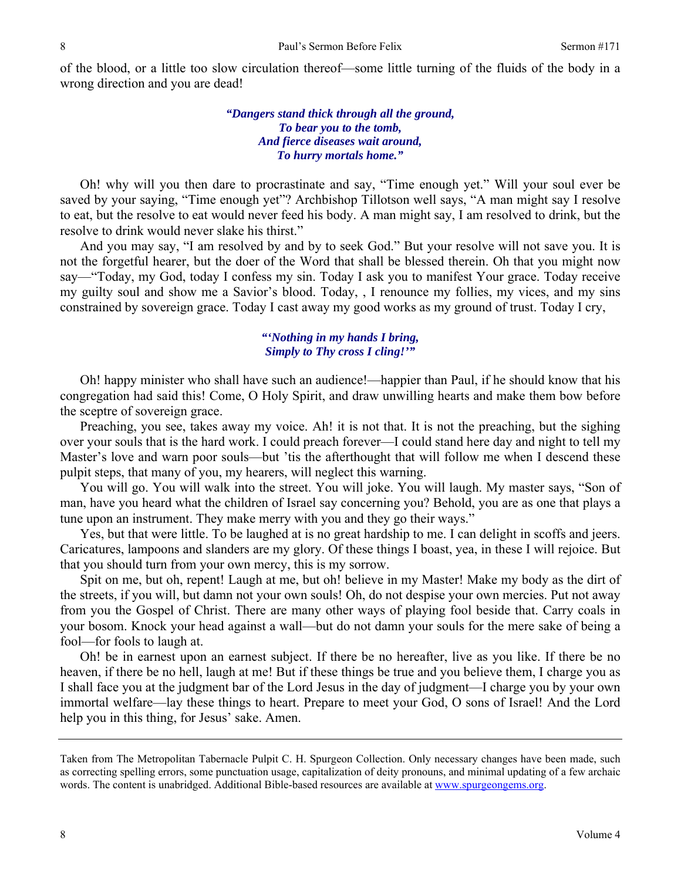of the blood, or a little too slow circulation thereof—some little turning of the fluids of the body in a wrong direction and you are dead!

> ***"Dangers stand thick through all the ground,***
> ***To bear you to the tomb,***
> ***And fierce diseases wait around,***
> ***To hurry mortals home."***

Oh! why will you then dare to procrastinate and say, "Time enough yet." Will your soul ever be saved by your saying, "Time enough yet"? Archbishop Tillotson well says, "A man might say I resolve to eat, but the resolve to eat would never feed his body. A man might say, I am resolved to drink, but the resolve to drink would never slake his thirst."

And you may say, "I am resolved by and by to seek God." But your resolve will not save you. It is not the forgetful hearer, but the doer of the Word that shall be blessed therein. Oh that you might now say—"Today, my God, today I confess my sin. Today I ask you to manifest Your grace. Today receive my guilty soul and show me a Savior's blood. Today, , I renounce my follies, my vices, and my sins constrained by sovereign grace. Today I cast away my good works as my ground of trust. Today I cry,

> ***"'Nothing in my hands I bring,***
> ***Simply to Thy cross I cling!'"***

Oh! happy minister who shall have such an audience!—happier than Paul, if he should know that his congregation had said this! Come, O Holy Spirit, and draw unwilling hearts and make them bow before the sceptre of sovereign grace.

Preaching, you see, takes away my voice. Ah! it is not that. It is not the preaching, but the sighing over your souls that is the hard work. I could preach forever—I could stand here day and night to tell my Master's love and warn poor souls—but 'tis the afterthought that will follow me when I descend these pulpit steps, that many of you, my hearers, will neglect this warning.

You will go. You will walk into the street. You will joke. You will laugh. My master says, "Son of man, have you heard what the children of Israel say concerning you? Behold, you are as one that plays a tune upon an instrument. They make merry with you and they go their ways."

Yes, but that were little. To be laughed at is no great hardship to me. I can delight in scoffs and jeers. Caricatures, lampoons and slanders are my glory. Of these things I boast, yea, in these I will rejoice. But that you should turn from your own mercy, this is my sorrow.

Spit on me, but oh, repent! Laugh at me, but oh! believe in my Master! Make my body as the dirt of the streets, if you will, but damn not your own souls! Oh, do not despise your own mercies. Put not away from you the Gospel of Christ. There are many other ways of playing fool beside that. Carry coals in your bosom. Knock your head against a wall—but do not damn your souls for the mere sake of being a fool—for fools to laugh at.

Oh! be in earnest upon an earnest subject. If there be no hereafter, live as you like. If there be no heaven, if there be no hell, laugh at me! But if these things be true and you believe them, I charge you as I shall face you at the judgment bar of the Lord Jesus in the day of judgment—I charge you by your own immortal welfare—lay these things to heart. Prepare to meet your God, O sons of Israel! And the Lord help you in this thing, for Jesus' sake. Amen.

---

Taken from The Metropolitan Tabernacle Pulpit C. H. Spurgeon Collection. Only necessary changes have been made, such as correcting spelling errors, some punctuation usage, capitalization of deity pronouns, and minimal updating of a few archaic words. The content is unabridged. Additional Bible-based resources are available at [www.spurgeongems.org](http://www.spurgeongems.org).